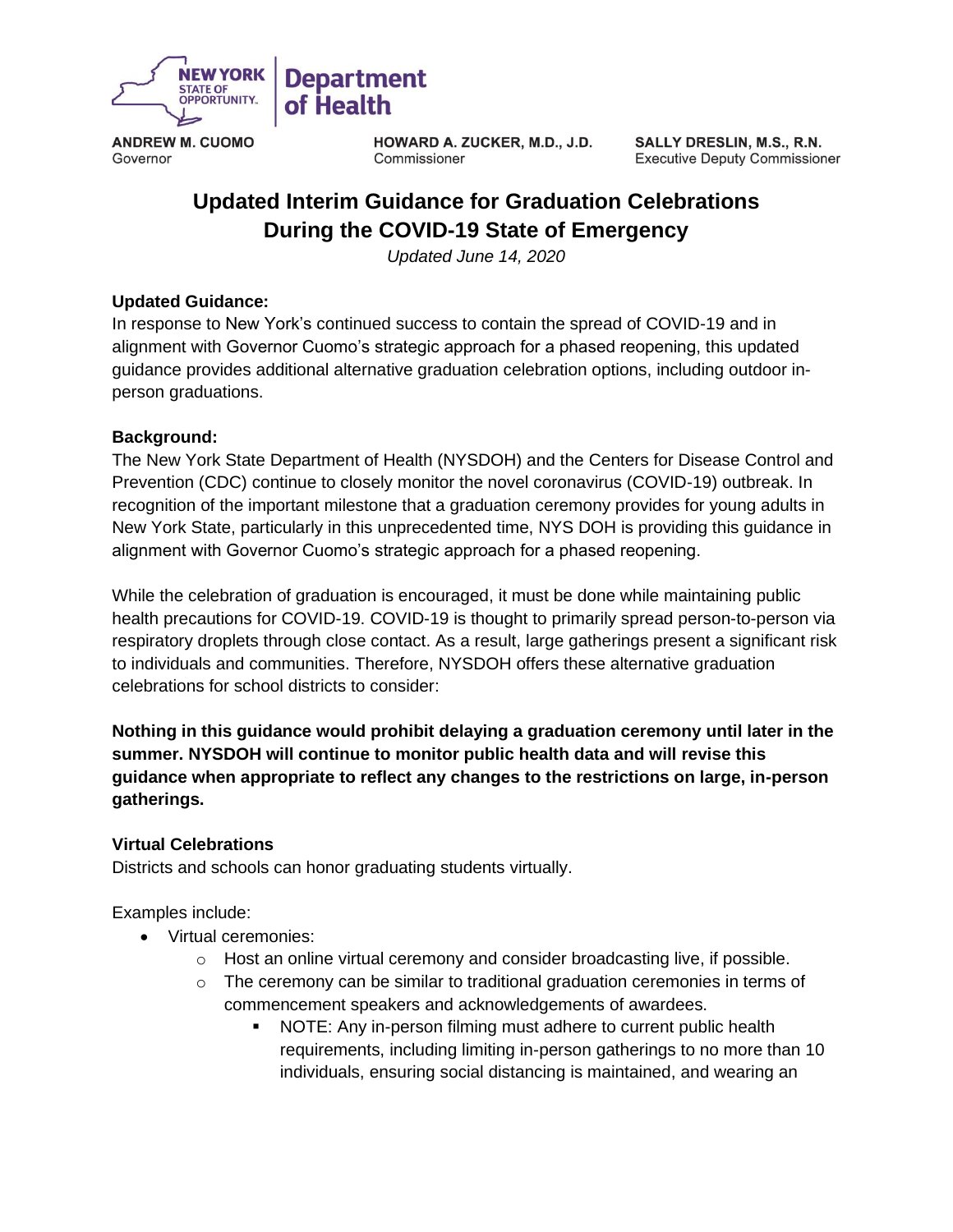NEW YORK STATE OF OPPORTUNITY. | Department of Health

**ANDREW M. CUOMO**
Governor

**HOWARD A. ZUCKER, M.D., J.D.**
Commissioner

**SALLY DRESLIN, M.S., R.N.**
Executive Deputy Commissioner

# Updated Interim Guidance for Graduation Celebrations During the COVID-19 State of Emergency

*Updated June 14, 2020*

**Updated Guidance:**
In response to New York's continued success to contain the spread of COVID-19 and in alignment with Governor Cuomo's strategic approach for a phased reopening, this updated guidance provides additional alternative graduation celebration options, including outdoor in-person graduations.

**Background:**
The New York State Department of Health (NYSDOH) and the Centers for Disease Control and Prevention (CDC) continue to closely monitor the novel coronavirus (COVID-19) outbreak. In recognition of the important milestone that a graduation ceremony provides for young adults in New York State, particularly in this unprecedented time, NYS DOH is providing this guidance in alignment with Governor Cuomo's strategic approach for a phased reopening.

While the celebration of graduation is encouraged, it must be done while maintaining public health precautions for COVID-19. COVID-19 is thought to primarily spread person-to-person via respiratory droplets through close contact. As a result, large gatherings present a significant risk to individuals and communities. Therefore, NYSDOH offers these alternative graduation celebrations for school districts to consider:

**Nothing in this guidance would prohibit delaying a graduation ceremony until later in the summer. NYSDOH will continue to monitor public health data and will revise this guidance when appropriate to reflect any changes to the restrictions on large, in-person gatherings.**

**Virtual Celebrations**
Districts and schools can honor graduating students virtually.

Examples include:

- Virtual ceremonies:
  - Host an online virtual ceremony and consider broadcasting live, if possible.
  - The ceremony can be similar to traditional graduation ceremonies in terms of commencement speakers and acknowledgements of awardees.
    - NOTE: Any in-person filming must adhere to current public health requirements, including limiting in-person gatherings to no more than 10 individuals, ensuring social distancing is maintained, and wearing an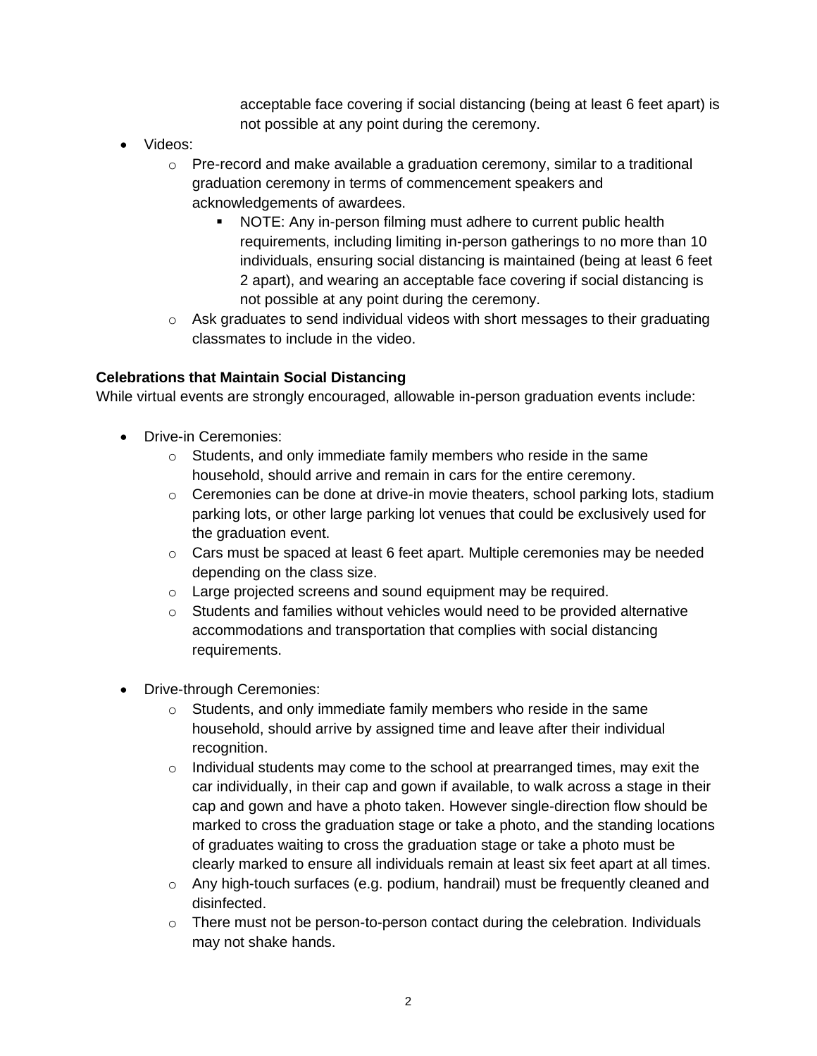acceptable face covering if social distancing (being at least 6 feet apart) is not possible at any point during the ceremony.

- Videos:
  - Pre-record and make available a graduation ceremony, similar to a traditional graduation ceremony in terms of commencement speakers and acknowledgements of awardees.
    - NOTE: Any in-person filming must adhere to current public health requirements, including limiting in-person gatherings to no more than 10 individuals, ensuring social distancing is maintained (being at least 6 feet 2 apart), and wearing an acceptable face covering if social distancing is not possible at any point during the ceremony.
  - Ask graduates to send individual videos with short messages to their graduating classmates to include in the video.

**Celebrations that Maintain Social Distancing**

While virtual events are strongly encouraged, allowable in-person graduation events include:

- Drive-in Ceremonies:
  - Students, and only immediate family members who reside in the same household, should arrive and remain in cars for the entire ceremony.
  - Ceremonies can be done at drive-in movie theaters, school parking lots, stadium parking lots, or other large parking lot venues that could be exclusively used for the graduation event.
  - Cars must be spaced at least 6 feet apart. Multiple ceremonies may be needed depending on the class size.
  - Large projected screens and sound equipment may be required.
  - Students and families without vehicles would need to be provided alternative accommodations and transportation that complies with social distancing requirements.

- Drive-through Ceremonies:
  - Students, and only immediate family members who reside in the same household, should arrive by assigned time and leave after their individual recognition.
  - Individual students may come to the school at prearranged times, may exit the car individually, in their cap and gown if available, to walk across a stage in their cap and gown and have a photo taken. However single-direction flow should be marked to cross the graduation stage or take a photo, and the standing locations of graduates waiting to cross the graduation stage or take a photo must be clearly marked to ensure all individuals remain at least six feet apart at all times.
  - Any high-touch surfaces (e.g. podium, handrail) must be frequently cleaned and disinfected.
  - There must not be person-to-person contact during the celebration. Individuals may not shake hands.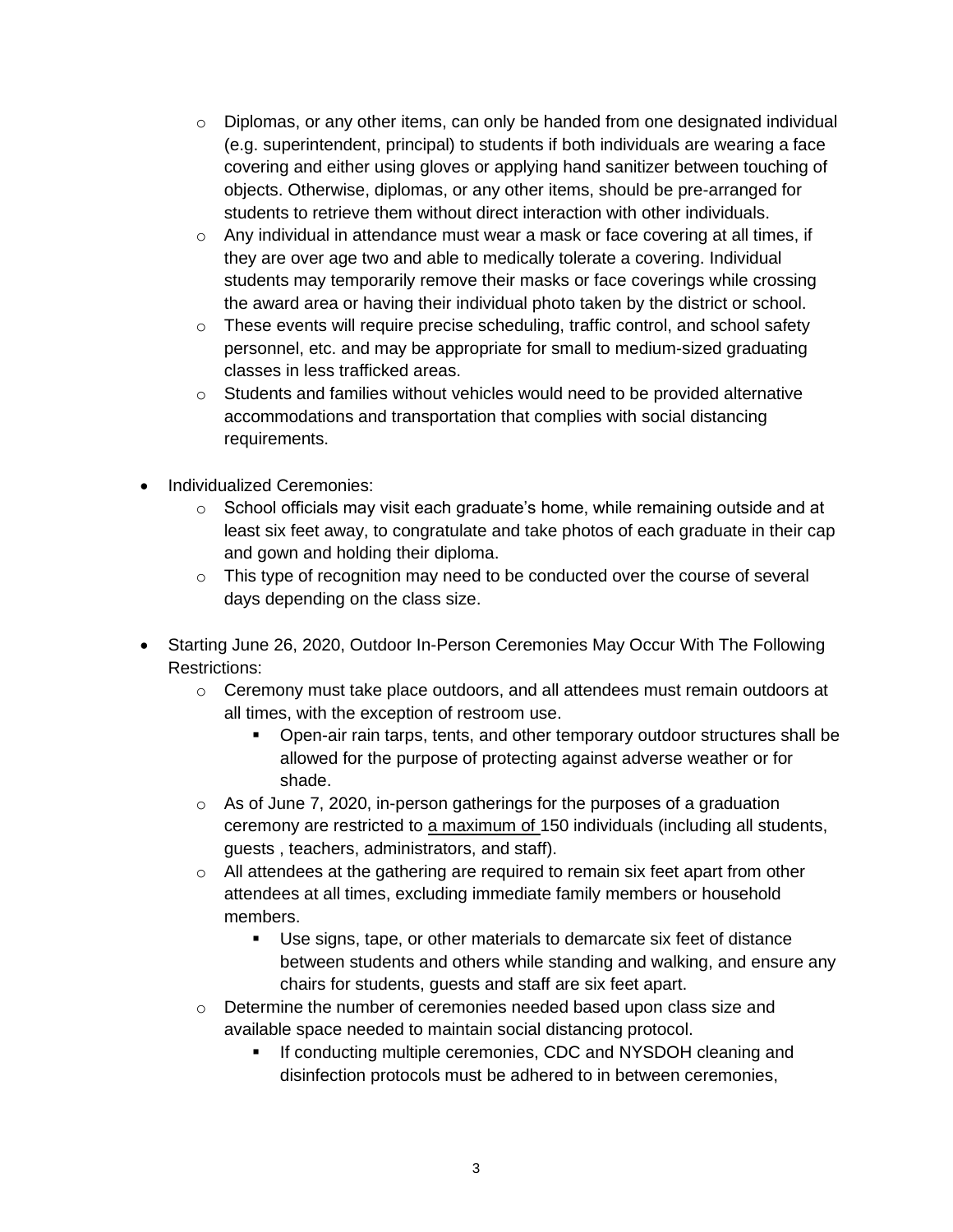- Diplomas, or any other items, can only be handed from one designated individual (e.g. superintendent, principal) to students if both individuals are wearing a face covering and either using gloves or applying hand sanitizer between touching of objects. Otherwise, diplomas, or any other items, should be pre-arranged for students to retrieve them without direct interaction with other individuals.
  - Any individual in attendance must wear a mask or face covering at all times, if they are over age two and able to medically tolerate a covering. Individual students may temporarily remove their masks or face coverings while crossing the award area or having their individual photo taken by the district or school.
  - These events will require precise scheduling, traffic control, and school safety personnel, etc. and may be appropriate for small to medium-sized graduating classes in less trafficked areas.
  - Students and families without vehicles would need to be provided alternative accommodations and transportation that complies with social distancing requirements.

- Individualized Ceremonies:
  - School officials may visit each graduate's home, while remaining outside and at least six feet away, to congratulate and take photos of each graduate in their cap and gown and holding their diploma.
  - This type of recognition may need to be conducted over the course of several days depending on the class size.

- Starting June 26, 2020, Outdoor In-Person Ceremonies May Occur With The Following Restrictions:
  - Ceremony must take place outdoors, and all attendees must remain outdoors at all times, with the exception of restroom use.
    - Open-air rain tarps, tents, and other temporary outdoor structures shall be allowed for the purpose of protecting against adverse weather or for shade.
  - As of June 7, 2020, in-person gatherings for the purposes of a graduation ceremony are restricted to a maximum of 150 individuals (including all students, guests , teachers, administrators, and staff).
  - All attendees at the gathering are required to remain six feet apart from other attendees at all times, excluding immediate family members or household members.
    - Use signs, tape, or other materials to demarcate six feet of distance between students and others while standing and walking, and ensure any chairs for students, guests and staff are six feet apart.
  - Determine the number of ceremonies needed based upon class size and available space needed to maintain social distancing protocol.
    - If conducting multiple ceremonies, CDC and NYSDOH cleaning and disinfection protocols must be adhered to in between ceremonies,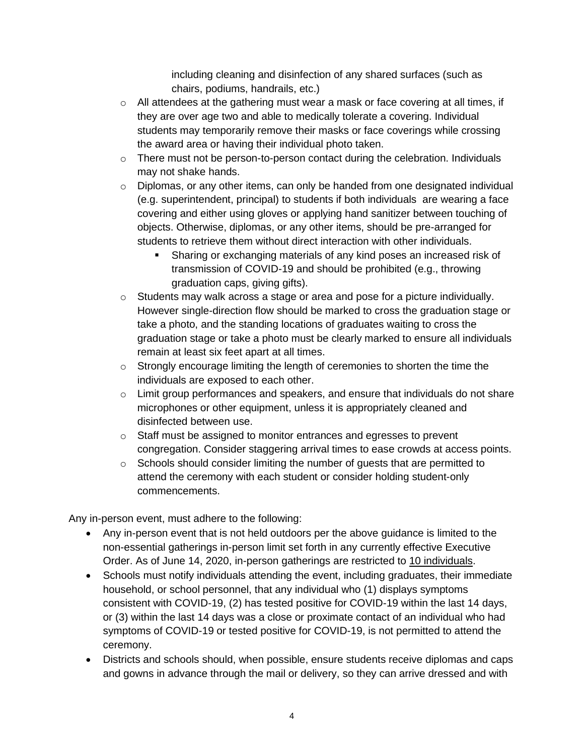including cleaning and disinfection of any shared surfaces (such as chairs, podiums, handrails, etc.)

- All attendees at the gathering must wear a mask or face covering at all times, if they are over age two and able to medically tolerate a covering. Individual students may temporarily remove their masks or face coverings while crossing the award area or having their individual photo taken.
- There must not be person-to-person contact during the celebration. Individuals may not shake hands.
- Diplomas, or any other items, can only be handed from one designated individual (e.g. superintendent, principal) to students if both individuals are wearing a face covering and either using gloves or applying hand sanitizer between touching of objects. Otherwise, diplomas, or any other items, should be pre-arranged for students to retrieve them without direct interaction with other individuals.
  - Sharing or exchanging materials of any kind poses an increased risk of transmission of COVID-19 and should be prohibited (e.g., throwing graduation caps, giving gifts).
- Students may walk across a stage or area and pose for a picture individually. However single-direction flow should be marked to cross the graduation stage or take a photo, and the standing locations of graduates waiting to cross the graduation stage or take a photo must be clearly marked to ensure all individuals remain at least six feet apart at all times.
- Strongly encourage limiting the length of ceremonies to shorten the time the individuals are exposed to each other.
- Limit group performances and speakers, and ensure that individuals do not share microphones or other equipment, unless it is appropriately cleaned and disinfected between use.
- Staff must be assigned to monitor entrances and egresses to prevent congregation. Consider staggering arrival times to ease crowds at access points.
- Schools should consider limiting the number of guests that are permitted to attend the ceremony with each student or consider holding student-only commencements.

Any in-person event, must adhere to the following:

- Any in-person event that is not held outdoors per the above guidance is limited to the non-essential gatherings in-person limit set forth in any currently effective Executive Order. As of June 14, 2020, in-person gatherings are restricted to 10 individuals.
- Schools must notify individuals attending the event, including graduates, their immediate household, or school personnel, that any individual who (1) displays symptoms consistent with COVID-19, (2) has tested positive for COVID-19 within the last 14 days, or (3) within the last 14 days was a close or proximate contact of an individual who had symptoms of COVID-19 or tested positive for COVID-19, is not permitted to attend the ceremony.
- Districts and schools should, when possible, ensure students receive diplomas and caps and gowns in advance through the mail or delivery, so they can arrive dressed and with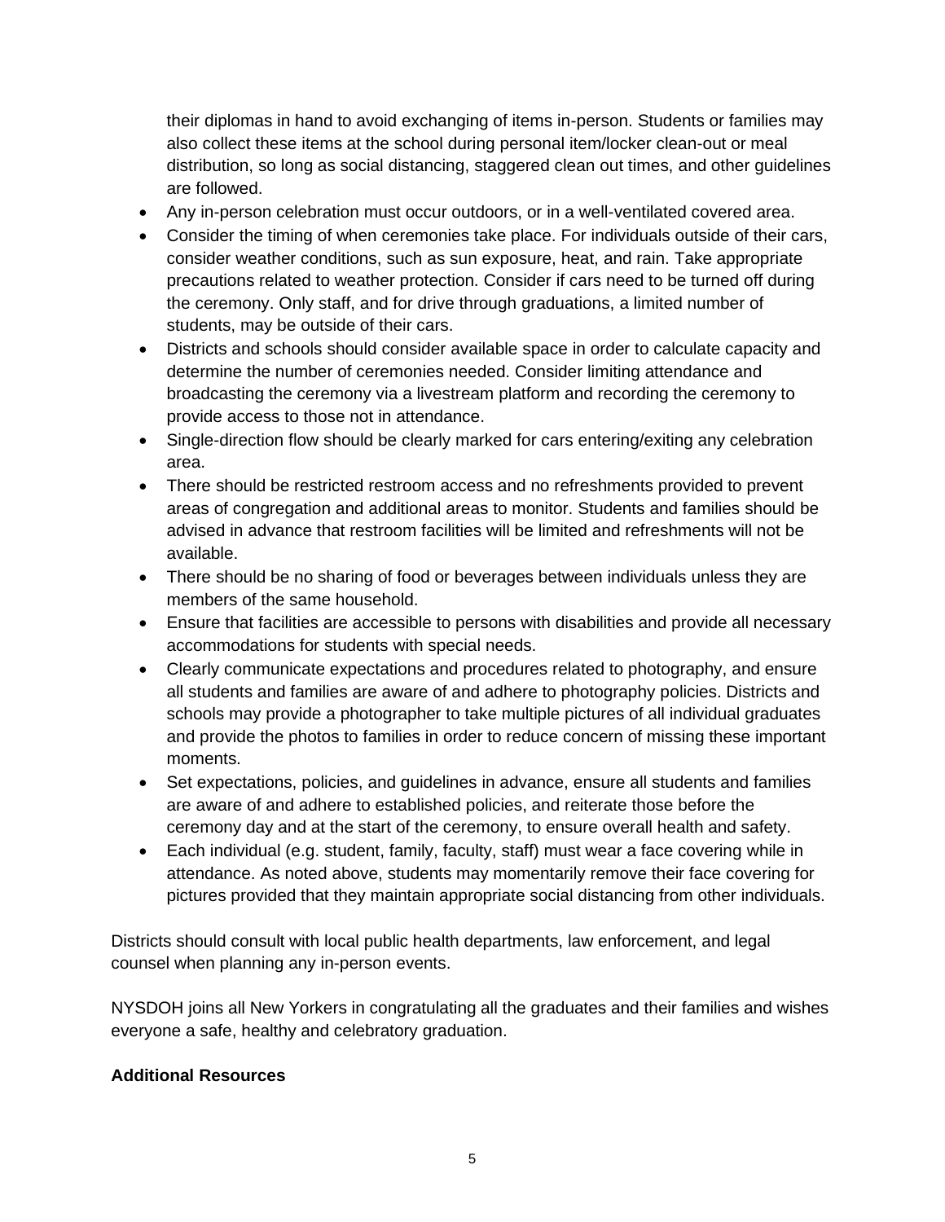their diplomas in hand to avoid exchanging of items in-person. Students or families may also collect these items at the school during personal item/locker clean-out or meal distribution, so long as social distancing, staggered clean out times, and other guidelines are followed.

- Any in-person celebration must occur outdoors, or in a well-ventilated covered area.
- Consider the timing of when ceremonies take place. For individuals outside of their cars, consider weather conditions, such as sun exposure, heat, and rain. Take appropriate precautions related to weather protection. Consider if cars need to be turned off during the ceremony. Only staff, and for drive through graduations, a limited number of students, may be outside of their cars.
- Districts and schools should consider available space in order to calculate capacity and determine the number of ceremonies needed. Consider limiting attendance and broadcasting the ceremony via a livestream platform and recording the ceremony to provide access to those not in attendance.
- Single-direction flow should be clearly marked for cars entering/exiting any celebration area.
- There should be restricted restroom access and no refreshments provided to prevent areas of congregation and additional areas to monitor. Students and families should be advised in advance that restroom facilities will be limited and refreshments will not be available.
- There should be no sharing of food or beverages between individuals unless they are members of the same household.
- Ensure that facilities are accessible to persons with disabilities and provide all necessary accommodations for students with special needs.
- Clearly communicate expectations and procedures related to photography, and ensure all students and families are aware of and adhere to photography policies. Districts and schools may provide a photographer to take multiple pictures of all individual graduates and provide the photos to families in order to reduce concern of missing these important moments.
- Set expectations, policies, and guidelines in advance, ensure all students and families are aware of and adhere to established policies, and reiterate those before the ceremony day and at the start of the ceremony, to ensure overall health and safety.
- Each individual (e.g. student, family, faculty, staff) must wear a face covering while in attendance. As noted above, students may momentarily remove their face covering for pictures provided that they maintain appropriate social distancing from other individuals.

Districts should consult with local public health departments, law enforcement, and legal counsel when planning any in-person events.

NYSDOH joins all New Yorkers in congratulating all the graduates and their families and wishes everyone a safe, healthy and celebratory graduation.

**Additional Resources**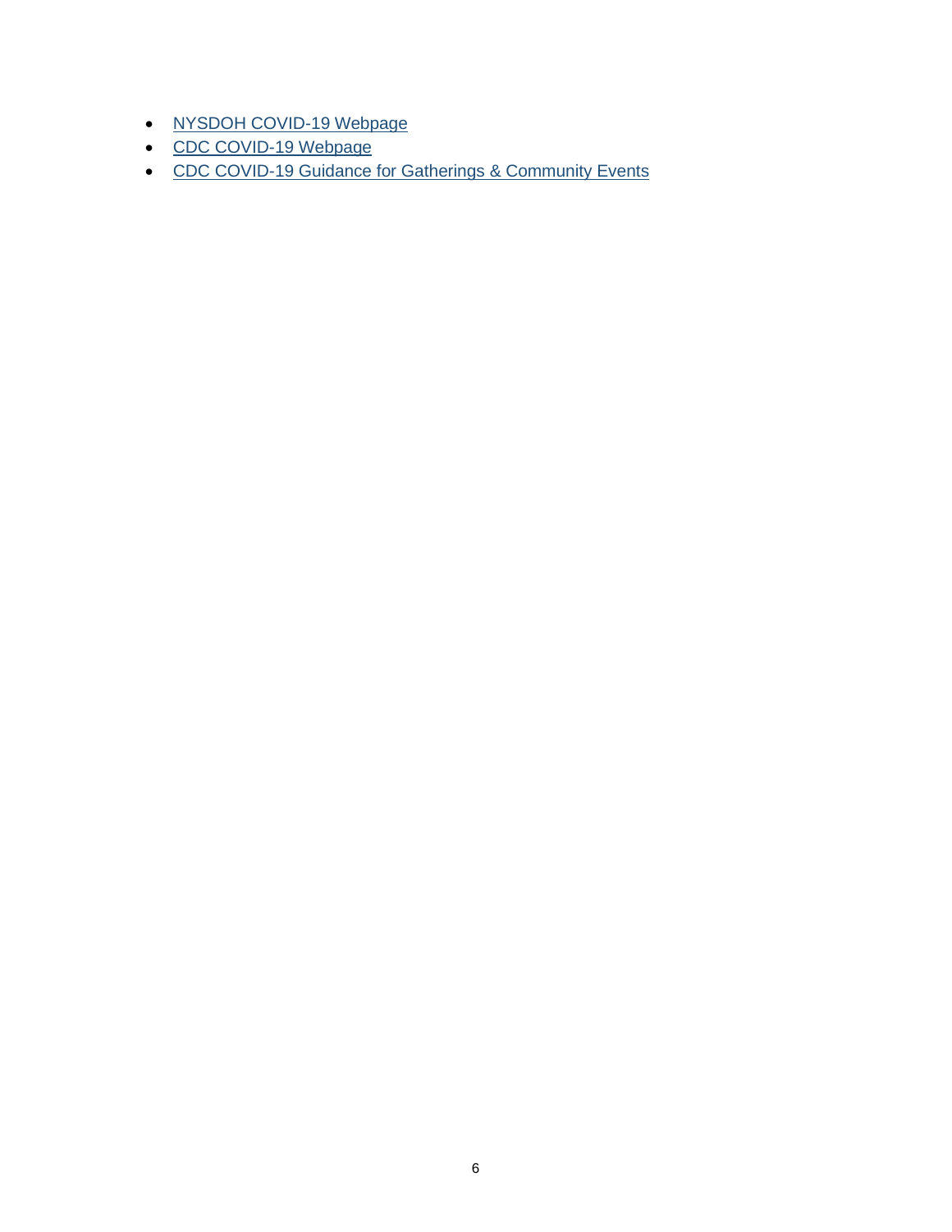- NYSDOH COVID-19 Webpage
- CDC COVID-19 Webpage
- CDC COVID-19 Guidance for Gatherings & Community Events